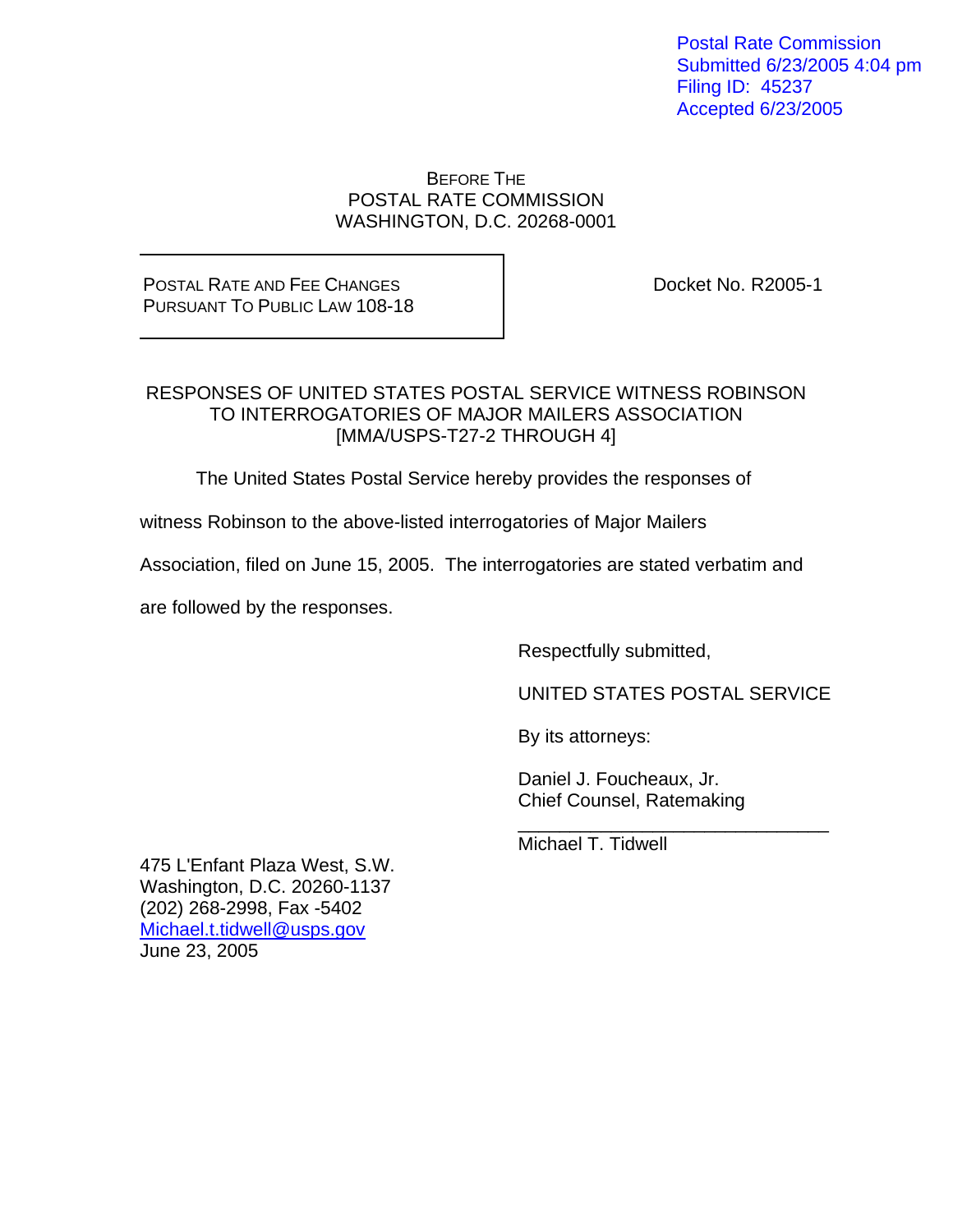Postal Rate Commission
Submitted 6/23/2005 4:04 pm
Filing ID: 45237
Accepted 6/23/2005

BEFORE THE
POSTAL RATE COMMISSION
WASHINGTON, D.C. 20268-0001

| POSTAL RATE AND FEE CHANGES PURSUANT TO PUBLIC LAW 108-18 | Docket No. R2005-1 |
|---|---|

RESPONSES OF UNITED STATES POSTAL SERVICE WITNESS ROBINSON TO INTERROGATORIES OF MAJOR MAILERS ASSOCIATION [MMA/USPS-T27-2 THROUGH 4]

The United States Postal Service hereby provides the responses of witness Robinson to the above-listed interrogatories of Major Mailers Association, filed on June 15, 2005. The interrogatories are stated verbatim and are followed by the responses.

Respectfully submitted,

UNITED STATES POSTAL SERVICE

By its attorneys:

Daniel J. Foucheaux, Jr.
Chief Counsel, Ratemaking

______________________________
Michael T. Tidwell

475 L'Enfant Plaza West, S.W.
Washington, D.C. 20260-1137
(202) 268-2998, Fax -5402
Michael.t.tidwell@usps.gov
June 23, 2005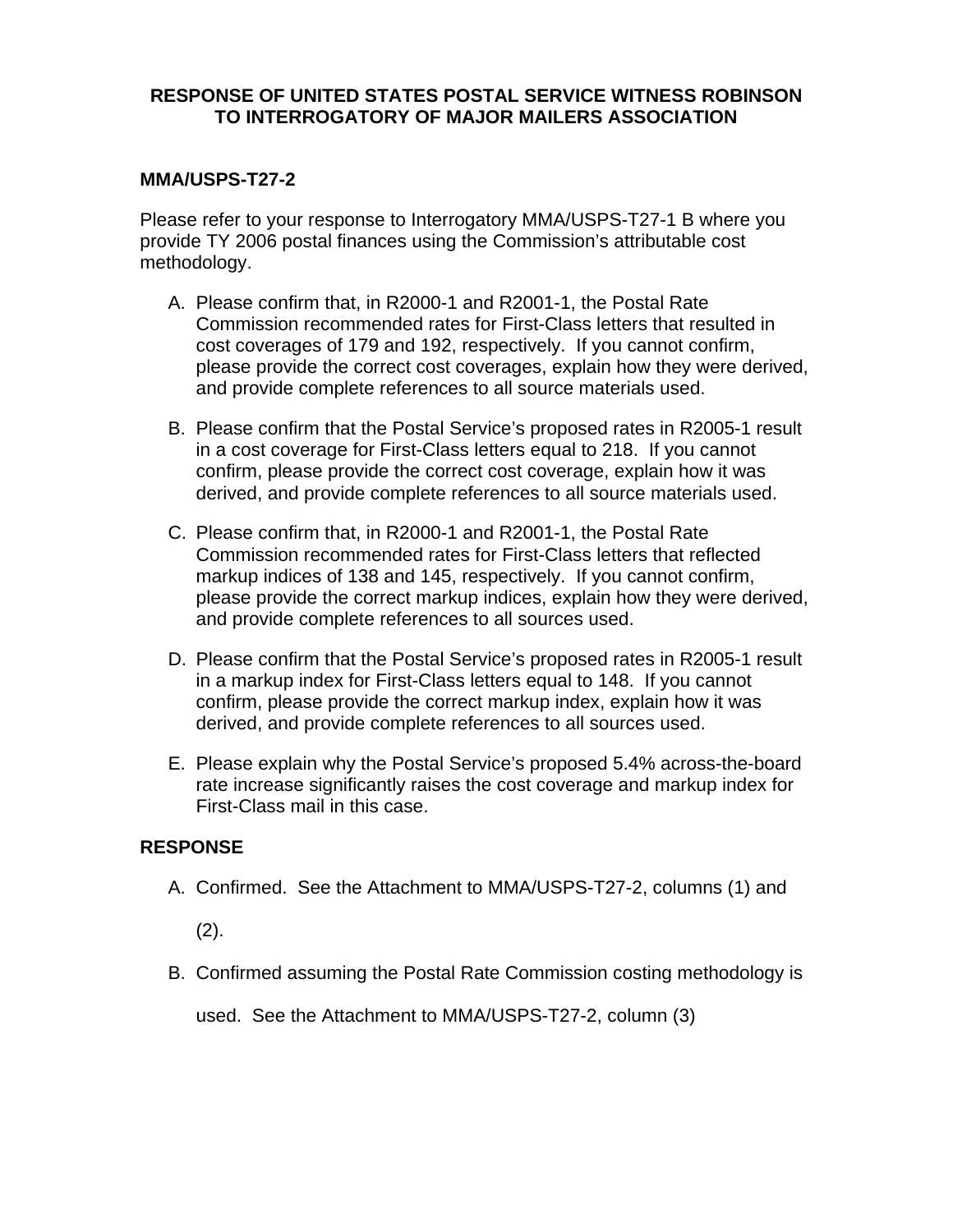**RESPONSE OF UNITED STATES POSTAL SERVICE WITNESS ROBINSON TO INTERROGATORY OF MAJOR MAILERS ASSOCIATION**

**MMA/USPS-T27-2**

Please refer to your response to Interrogatory MMA/USPS-T27-1 B where you provide TY 2006 postal finances using the Commission's attributable cost methodology.

A. Please confirm that, in R2000-1 and R2001-1, the Postal Rate Commission recommended rates for First-Class letters that resulted in cost coverages of 179 and 192, respectively. If you cannot confirm, please provide the correct cost coverages, explain how they were derived, and provide complete references to all source materials used.

B. Please confirm that the Postal Service's proposed rates in R2005-1 result in a cost coverage for First-Class letters equal to 218. If you cannot confirm, please provide the correct cost coverage, explain how it was derived, and provide complete references to all source materials used.

C. Please confirm that, in R2000-1 and R2001-1, the Postal Rate Commission recommended rates for First-Class letters that reflected markup indices of 138 and 145, respectively. If you cannot confirm, please provide the correct markup indices, explain how they were derived, and provide complete references to all sources used.

D. Please confirm that the Postal Service's proposed rates in R2005-1 result in a markup index for First-Class letters equal to 148. If you cannot confirm, please provide the correct markup index, explain how it was derived, and provide complete references to all sources used.

E. Please explain why the Postal Service's proposed 5.4% across-the-board rate increase significantly raises the cost coverage and markup index for First-Class mail in this case.

**RESPONSE**

A. Confirmed. See the Attachment to MMA/USPS-T27-2, columns (1) and (2).

B. Confirmed assuming the Postal Rate Commission costing methodology is used. See the Attachment to MMA/USPS-T27-2, column (3)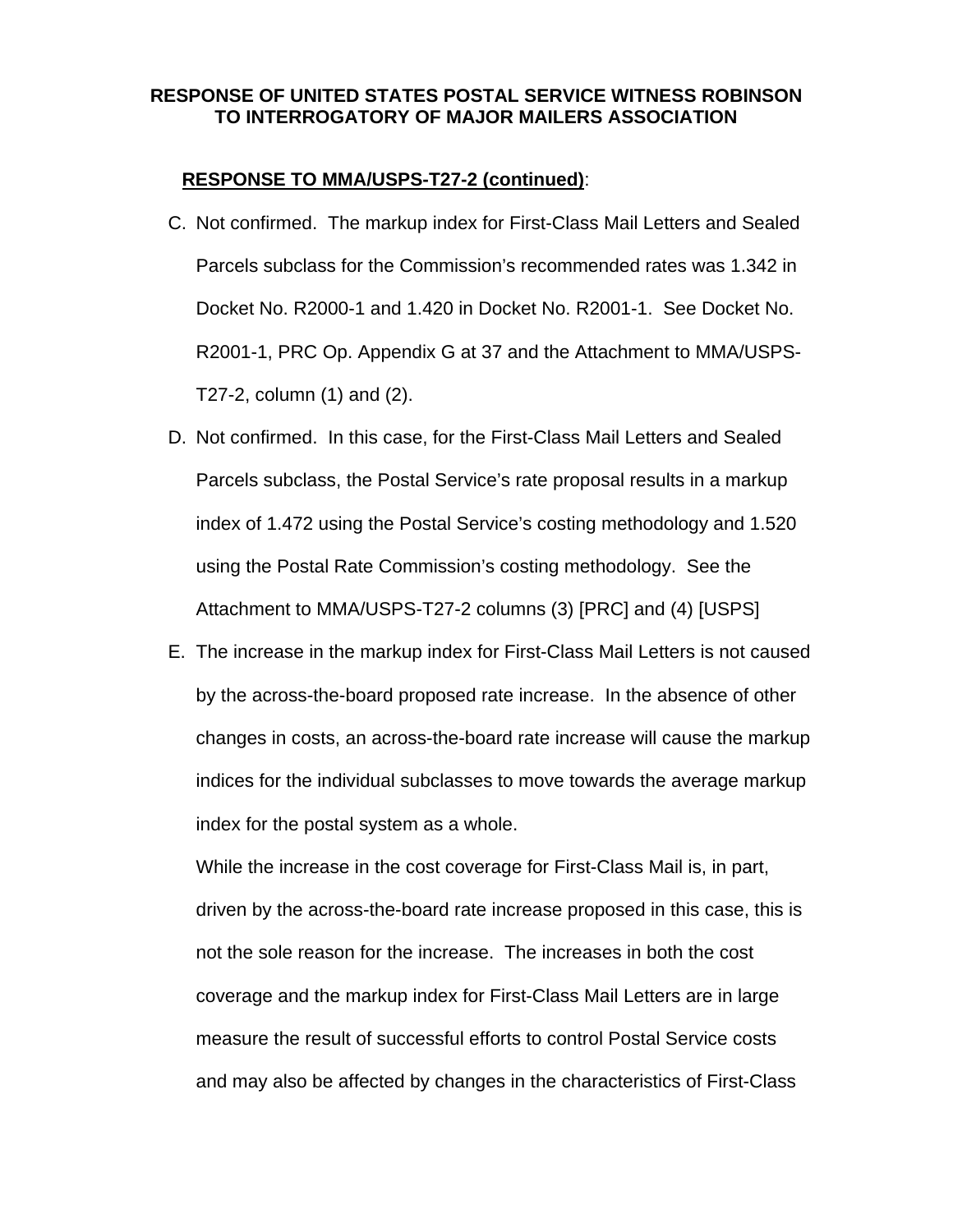**RESPONSE OF UNITED STATES POSTAL SERVICE WITNESS ROBINSON TO INTERROGATORY OF MAJOR MAILERS ASSOCIATION**

**RESPONSE TO MMA/USPS-T27-2 (continued)**:

C. Not confirmed. The markup index for First-Class Mail Letters and Sealed Parcels subclass for the Commission's recommended rates was 1.342 in Docket No. R2000-1 and 1.420 in Docket No. R2001-1. See Docket No. R2001-1, PRC Op. Appendix G at 37 and the Attachment to MMA/USPS-T27-2, column (1) and (2).

D. Not confirmed. In this case, for the First-Class Mail Letters and Sealed Parcels subclass, the Postal Service's rate proposal results in a markup index of 1.472 using the Postal Service's costing methodology and 1.520 using the Postal Rate Commission's costing methodology. See the Attachment to MMA/USPS-T27-2 columns (3) [PRC] and (4) [USPS]

E. The increase in the markup index for First-Class Mail Letters is not caused by the across-the-board proposed rate increase. In the absence of other changes in costs, an across-the-board rate increase will cause the markup indices for the individual subclasses to move towards the average markup index for the postal system as a whole.

   While the increase in the cost coverage for First-Class Mail is, in part, driven by the across-the-board rate increase proposed in this case, this is not the sole reason for the increase. The increases in both the cost coverage and the markup index for First-Class Mail Letters are in large measure the result of successful efforts to control Postal Service costs and may also be affected by changes in the characteristics of First-Class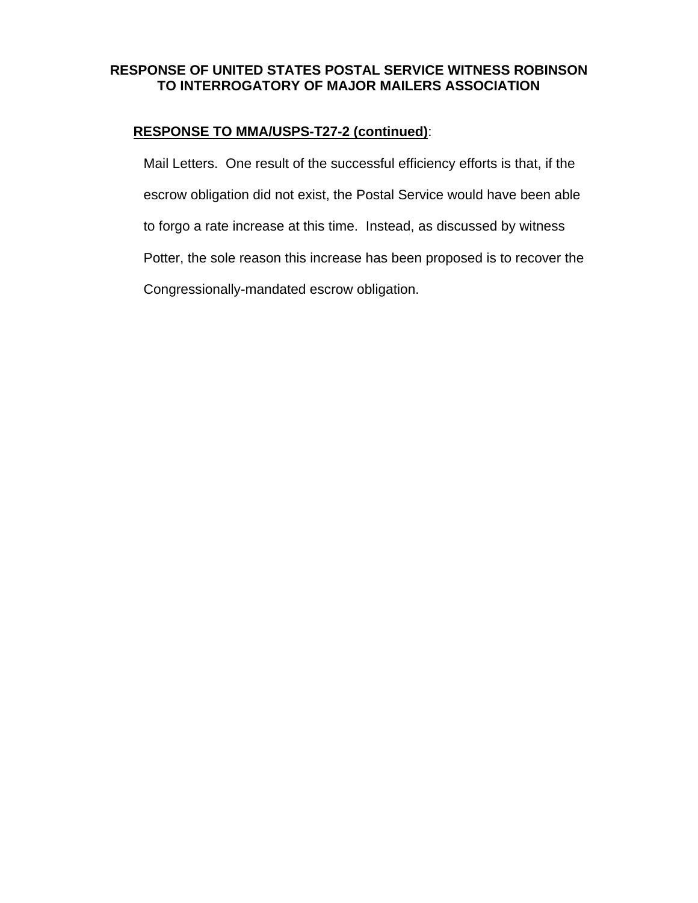**RESPONSE OF UNITED STATES POSTAL SERVICE WITNESS ROBINSON TO INTERROGATORY OF MAJOR MAILERS ASSOCIATION**

**RESPONSE TO MMA/USPS-T27-2 (continued)**:

Mail Letters. One result of the successful efficiency efforts is that, if the escrow obligation did not exist, the Postal Service would have been able to forgo a rate increase at this time. Instead, as discussed by witness Potter, the sole reason this increase has been proposed is to recover the Congressionally-mandated escrow obligation.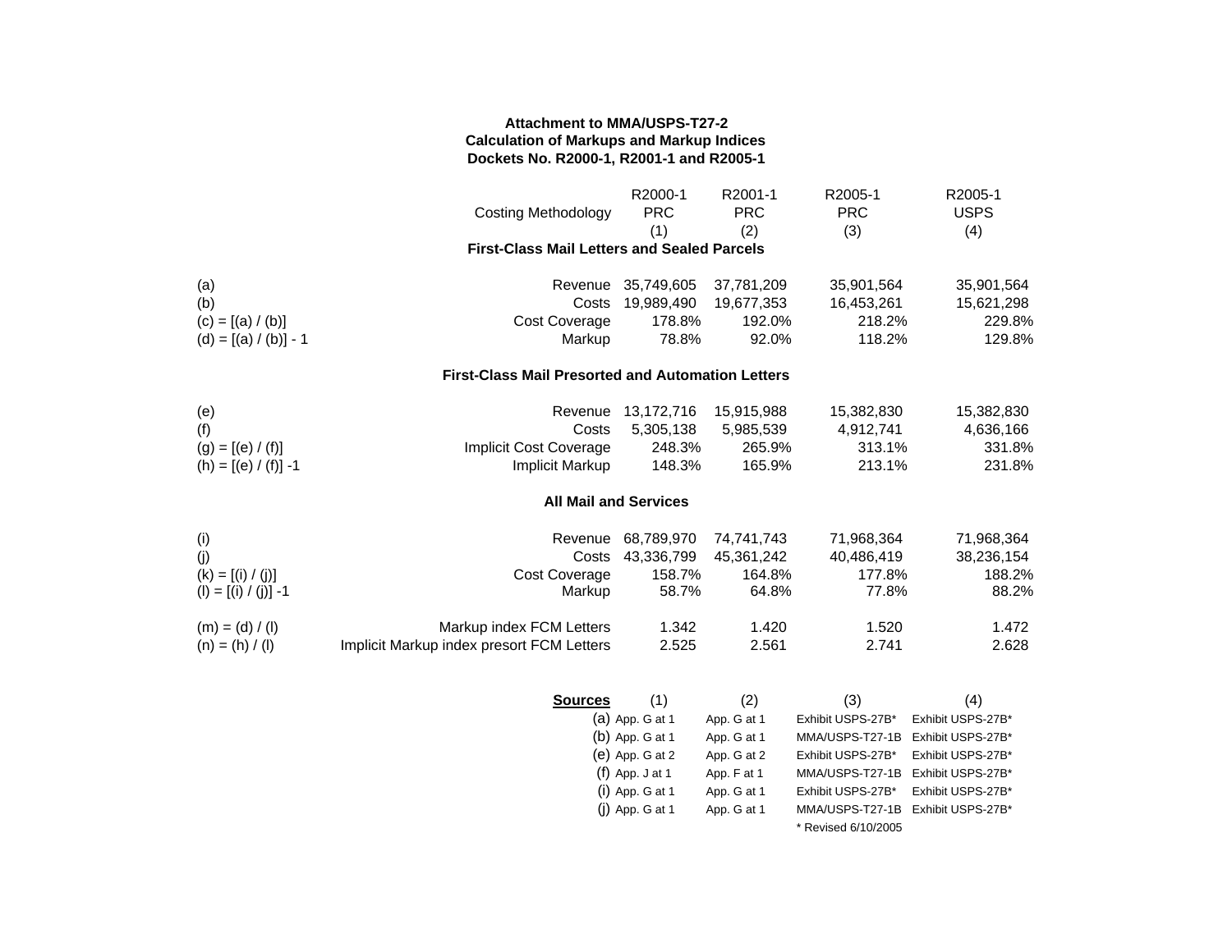**Attachment to MMA/USPS-T27-2**
**Calculation of Markups and Markup Indices**
**Dockets No. R2000-1, R2001-1 and R2005-1**

| | Costing Methodology | R2000-1 PRC (1) | R2001-1 PRC (2) | R2005-1 PRC (3) | R2005-1 USPS (4) |
|---|---|---|---|---|---|
| | **First-Class Mail Letters and Sealed Parcels** | | | | |
| (a) | Revenue | 35,749,605 | 37,781,209 | 35,901,564 | 35,901,564 |
| (b) | Costs | 19,989,490 | 19,677,353 | 16,453,261 | 15,621,298 |
| (c) = [(a) / (b)] | Cost Coverage | 178.8% | 192.0% | 218.2% | 229.8% |
| (d) = [(a) / (b)] - 1 | Markup | 78.8% | 92.0% | 118.2% | 129.8% |
| | **First-Class Mail Presorted and Automation Letters** | | | | |
| (e) | Revenue | 13,172,716 | 15,915,988 | 15,382,830 | 15,382,830 |
| (f) | Costs | 5,305,138 | 5,985,539 | 4,912,741 | 4,636,166 |
| (g) = [(e) / (f)] | Implicit Cost Coverage | 248.3% | 265.9% | 313.1% | 331.8% |
| (h) = [(e) / (f)] -1 | Implicit Markup | 148.3% | 165.9% | 213.1% | 231.8% |
| | **All Mail and Services** | | | | |
| (i) | Revenue | 68,789,970 | 74,741,743 | 71,968,364 | 71,968,364 |
| (j) | Costs | 43,336,799 | 45,361,242 | 40,486,419 | 38,236,154 |
| (k) = [(i) / (j)] | Cost Coverage | 158.7% | 164.8% | 177.8% | 188.2% |
| (l) = [(i) / (j)] -1 | Markup | 58.7% | 64.8% | 77.8% | 88.2% |
| (m) = (d) / (l) | Markup index FCM Letters | 1.342 | 1.420 | 1.520 | 1.472 |
| (n) = (h) / (l) | Implicit Markup index presort FCM Letters | 2.525 | 2.561 | 2.741 | 2.628 |

| **Sources** | (1) | (2) | (3) | (4) |
|---|---|---|---|---|
| (a) | App. G at 1 | App. G at 1 | Exhibit USPS-27B* | Exhibit USPS-27B* |
| (b) | App. G at 1 | App. G at 1 | MMA/USPS-T27-1B | Exhibit USPS-27B* |
| (e) | App. G at 2 | App. G at 2 | Exhibit USPS-27B* | Exhibit USPS-27B* |
| (f) | App. J at 1 | App. F at 1 | MMA/USPS-T27-1B | Exhibit USPS-27B* |
| (i) | App. G at 1 | App. G at 1 | Exhibit USPS-27B* | Exhibit USPS-27B* |
| (j) | App. G at 1 | App. G at 1 | MMA/USPS-T27-1B | Exhibit USPS-27B* |

\* Revised 6/10/2005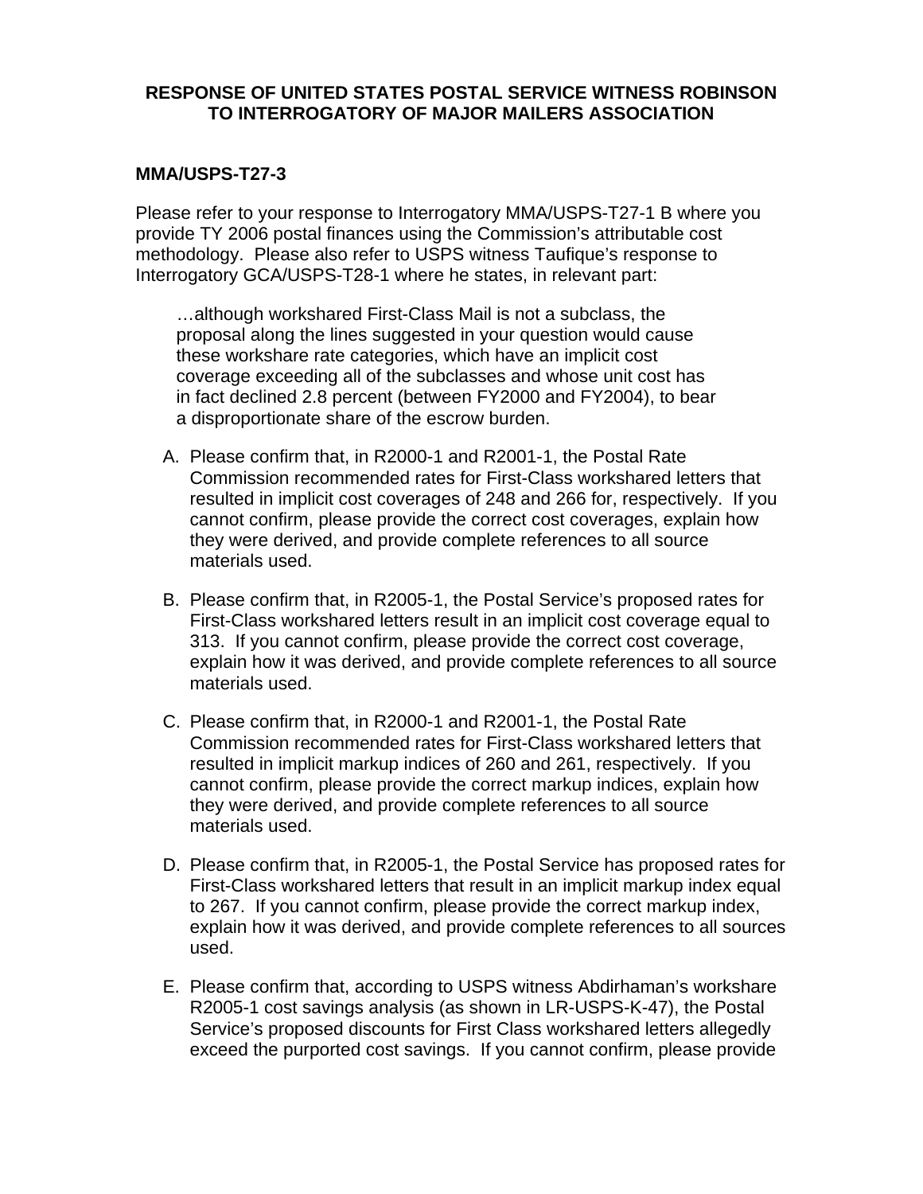**RESPONSE OF UNITED STATES POSTAL SERVICE WITNESS ROBINSON TO INTERROGATORY OF MAJOR MAILERS ASSOCIATION**

**MMA/USPS-T27-3**

Please refer to your response to Interrogatory MMA/USPS-T27-1 B where you provide TY 2006 postal finances using the Commission's attributable cost methodology. Please also refer to USPS witness Taufique's response to Interrogatory GCA/USPS-T28-1 where he states, in relevant part:

> …although workshared First-Class Mail is not a subclass, the proposal along the lines suggested in your question would cause these workshare rate categories, which have an implicit cost coverage exceeding all of the subclasses and whose unit cost has in fact declined 2.8 percent (between FY2000 and FY2004), to bear a disproportionate share of the escrow burden.

A. Please confirm that, in R2000-1 and R2001-1, the Postal Rate Commission recommended rates for First-Class workshared letters that resulted in implicit cost coverages of 248 and 266 for, respectively. If you cannot confirm, please provide the correct cost coverages, explain how they were derived, and provide complete references to all source materials used.

B. Please confirm that, in R2005-1, the Postal Service's proposed rates for First-Class workshared letters result in an implicit cost coverage equal to 313. If you cannot confirm, please provide the correct cost coverage, explain how it was derived, and provide complete references to all source materials used.

C. Please confirm that, in R2000-1 and R2001-1, the Postal Rate Commission recommended rates for First-Class workshared letters that resulted in implicit markup indices of 260 and 261, respectively. If you cannot confirm, please provide the correct markup indices, explain how they were derived, and provide complete references to all source materials used.

D. Please confirm that, in R2005-1, the Postal Service has proposed rates for First-Class workshared letters that result in an implicit markup index equal to 267. If you cannot confirm, please provide the correct markup index, explain how it was derived, and provide complete references to all sources used.

E. Please confirm that, according to USPS witness Abdirhaman's workshare R2005-1 cost savings analysis (as shown in LR-USPS-K-47), the Postal Service's proposed discounts for First Class workshared letters allegedly exceed the purported cost savings. If you cannot confirm, please provide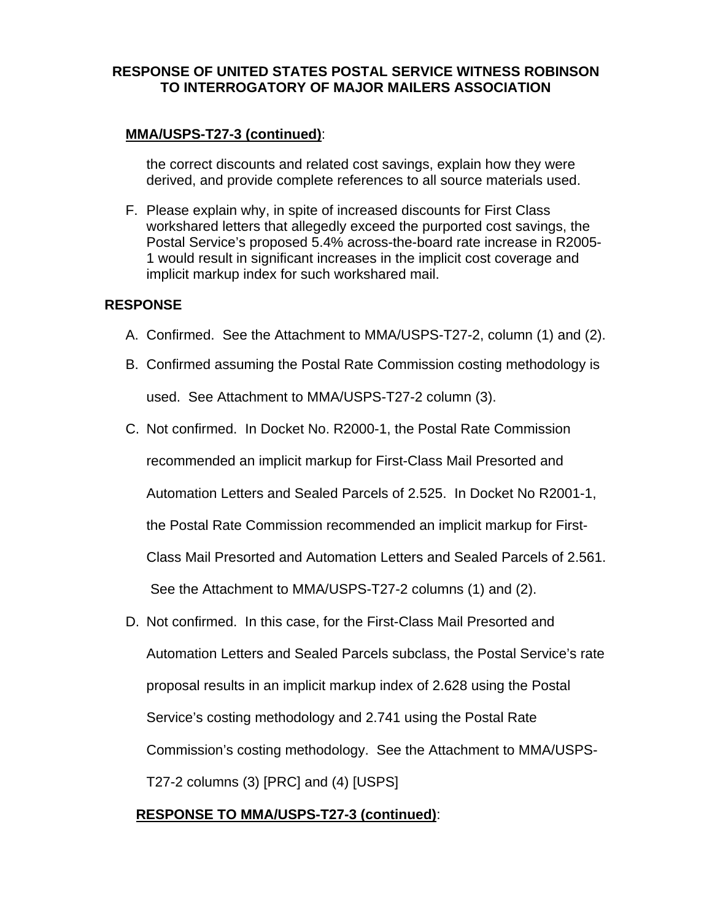**RESPONSE OF UNITED STATES POSTAL SERVICE WITNESS ROBINSON TO INTERROGATORY OF MAJOR MAILERS ASSOCIATION**

**MMA/USPS-T27-3 (continued)**:

the correct discounts and related cost savings, explain how they were derived, and provide complete references to all source materials used.

F. Please explain why, in spite of increased discounts for First Class workshared letters that allegedly exceed the purported cost savings, the Postal Service's proposed 5.4% across-the-board rate increase in R2005-1 would result in significant increases in the implicit cost coverage and implicit markup index for such workshared mail.

**RESPONSE**

A. Confirmed. See the Attachment to MMA/USPS-T27-2, column (1) and (2).

B. Confirmed assuming the Postal Rate Commission costing methodology is used. See Attachment to MMA/USPS-T27-2 column (3).

C. Not confirmed. In Docket No. R2000-1, the Postal Rate Commission recommended an implicit markup for First-Class Mail Presorted and Automation Letters and Sealed Parcels of 2.525. In Docket No R2001-1, the Postal Rate Commission recommended an implicit markup for First-Class Mail Presorted and Automation Letters and Sealed Parcels of 2.561. See the Attachment to MMA/USPS-T27-2 columns (1) and (2).

D. Not confirmed. In this case, for the First-Class Mail Presorted and Automation Letters and Sealed Parcels subclass, the Postal Service's rate proposal results in an implicit markup index of 2.628 using the Postal Service's costing methodology and 2.741 using the Postal Rate Commission's costing methodology. See the Attachment to MMA/USPS-T27-2 columns (3) [PRC] and (4) [USPS]

**RESPONSE TO MMA/USPS-T27-3 (continued)**: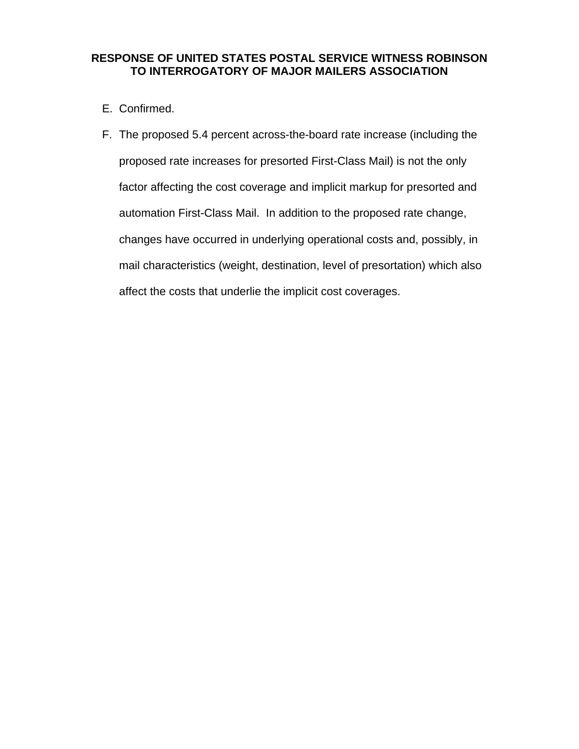**RESPONSE OF UNITED STATES POSTAL SERVICE WITNESS ROBINSON TO INTERROGATORY OF MAJOR MAILERS ASSOCIATION**

E. Confirmed.

F. The proposed 5.4 percent across-the-board rate increase (including the proposed rate increases for presorted First-Class Mail) is not the only factor affecting the cost coverage and implicit markup for presorted and automation First-Class Mail. In addition to the proposed rate change, changes have occurred in underlying operational costs and, possibly, in mail characteristics (weight, destination, level of presortation) which also affect the costs that underlie the implicit cost coverages.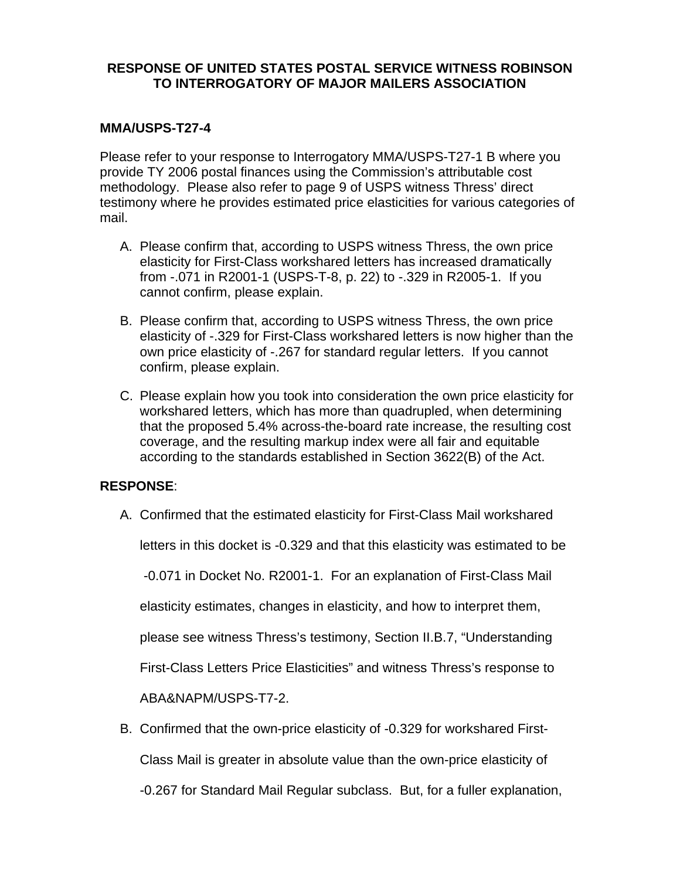**RESPONSE OF UNITED STATES POSTAL SERVICE WITNESS ROBINSON TO INTERROGATORY OF MAJOR MAILERS ASSOCIATION**

**MMA/USPS-T27-4**

Please refer to your response to Interrogatory MMA/USPS-T27-1 B where you provide TY 2006 postal finances using the Commission's attributable cost methodology. Please also refer to page 9 of USPS witness Thress' direct testimony where he provides estimated price elasticities for various categories of mail.

A. Please confirm that, according to USPS witness Thress, the own price elasticity for First-Class workshared letters has increased dramatically from -.071 in R2001-1 (USPS-T-8, p. 22) to -.329 in R2005-1. If you cannot confirm, please explain.

B. Please confirm that, according to USPS witness Thress, the own price elasticity of -.329 for First-Class workshared letters is now higher than the own price elasticity of -.267 for standard regular letters. If you cannot confirm, please explain.

C. Please explain how you took into consideration the own price elasticity for workshared letters, which has more than quadrupled, when determining that the proposed 5.4% across-the-board rate increase, the resulting cost coverage, and the resulting markup index were all fair and equitable according to the standards established in Section 3622(B) of the Act.

**RESPONSE**:

A. Confirmed that the estimated elasticity for First-Class Mail workshared letters in this docket is -0.329 and that this elasticity was estimated to be -0.071 in Docket No. R2001-1. For an explanation of First-Class Mail elasticity estimates, changes in elasticity, and how to interpret them, please see witness Thress's testimony, Section II.B.7, "Understanding First-Class Letters Price Elasticities" and witness Thress's response to ABA&NAPM/USPS-T7-2.

B. Confirmed that the own-price elasticity of -0.329 for workshared First-Class Mail is greater in absolute value than the own-price elasticity of -0.267 for Standard Mail Regular subclass. But, for a fuller explanation,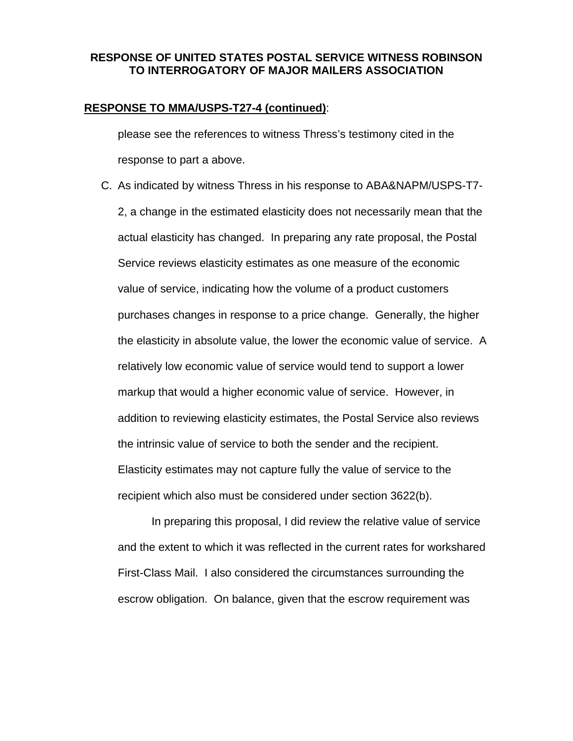**RESPONSE OF UNITED STATES POSTAL SERVICE WITNESS ROBINSON TO INTERROGATORY OF MAJOR MAILERS ASSOCIATION**

**RESPONSE TO MMA/USPS-T27-4 (continued)**:

please see the references to witness Thress's testimony cited in the response to part a above.

C. As indicated by witness Thress in his response to ABA&NAPM/USPS-T7-2, a change in the estimated elasticity does not necessarily mean that the actual elasticity has changed. In preparing any rate proposal, the Postal Service reviews elasticity estimates as one measure of the economic value of service, indicating how the volume of a product customers purchases changes in response to a price change. Generally, the higher the elasticity in absolute value, the lower the economic value of service. A relatively low economic value of service would tend to support a lower markup that would a higher economic value of service. However, in addition to reviewing elasticity estimates, the Postal Service also reviews the intrinsic value of service to both the sender and the recipient. Elasticity estimates may not capture fully the value of service to the recipient which also must be considered under section 3622(b).

In preparing this proposal, I did review the relative value of service and the extent to which it was reflected in the current rates for workshared First-Class Mail. I also considered the circumstances surrounding the escrow obligation. On balance, given that the escrow requirement was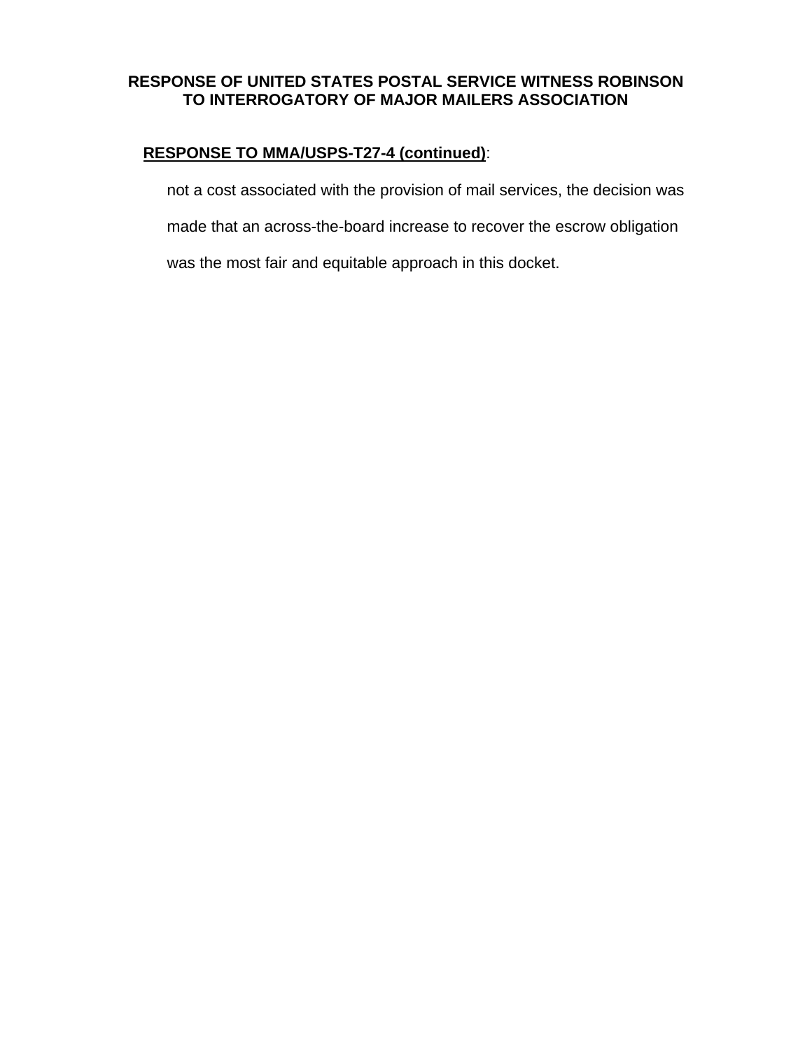**RESPONSE OF UNITED STATES POSTAL SERVICE WITNESS ROBINSON TO INTERROGATORY OF MAJOR MAILERS ASSOCIATION**

**RESPONSE TO MMA/USPS-T27-4 (continued)**:

not a cost associated with the provision of mail services, the decision was made that an across-the-board increase to recover the escrow obligation was the most fair and equitable approach in this docket.